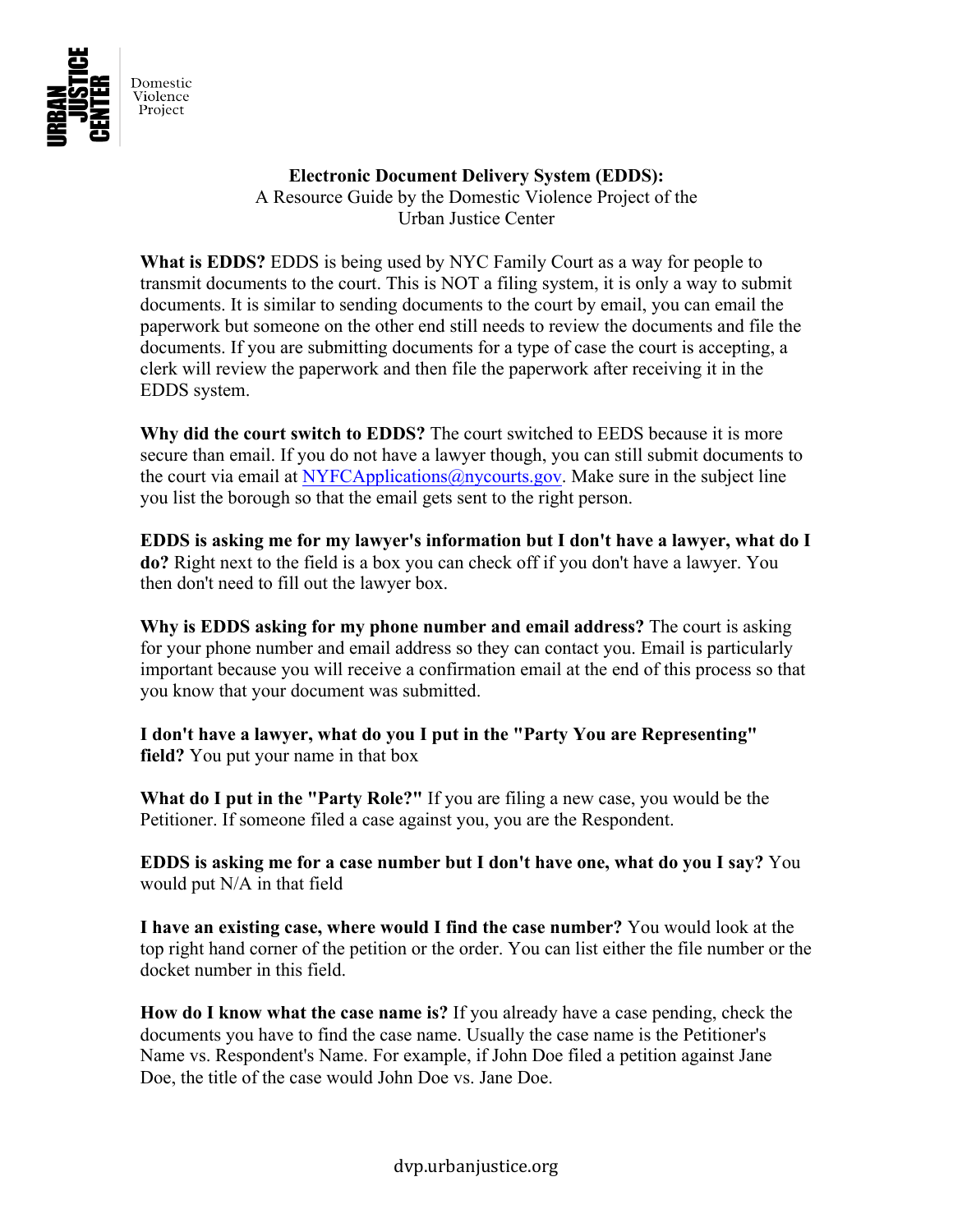Domestic Violence Project

**Electronic Document Delivery System (EDDS):**
A Resource Guide by the Domestic Violence Project of the Urban Justice Center

**What is EDDS?** EDDS is being used by NYC Family Court as a way for people to transmit documents to the court. This is NOT a filing system, it is only a way to submit documents. It is similar to sending documents to the court by email, you can email the paperwork but someone on the other end still needs to review the documents and file the documents. If you are submitting documents for a type of case the court is accepting, a clerk will review the paperwork and then file the paperwork after receiving it in the EDDS system.

**Why did the court switch to EDDS?** The court switched to EEDS because it is more secure than email. If you do not have a lawyer though, you can still submit documents to the court via email at NYFCApplications@nycourts.gov. Make sure in the subject line you list the borough so that the email gets sent to the right person.

**EDDS is asking me for my lawyer's information but I don't have a lawyer, what do I do?** Right next to the field is a box you can check off if you don't have a lawyer. You then don't need to fill out the lawyer box.

**Why is EDDS asking for my phone number and email address?** The court is asking for your phone number and email address so they can contact you. Email is particularly important because you will receive a confirmation email at the end of this process so that you know that your document was submitted.

**I don't have a lawyer, what do you I put in the "Party You are Representing" field?** You put your name in that box

**What do I put in the "Party Role?"** If you are filing a new case, you would be the Petitioner. If someone filed a case against you, you are the Respondent.

**EDDS is asking me for a case number but I don't have one, what do you I say?** You would put N/A in that field

**I have an existing case, where would I find the case number?** You would look at the top right hand corner of the petition or the order. You can list either the file number or the docket number in this field.

**How do I know what the case name is?** If you already have a case pending, check the documents you have to find the case name. Usually the case name is the Petitioner's Name vs. Respondent's Name. For example, if John Doe filed a petition against Jane Doe, the title of the case would John Doe vs. Jane Doe.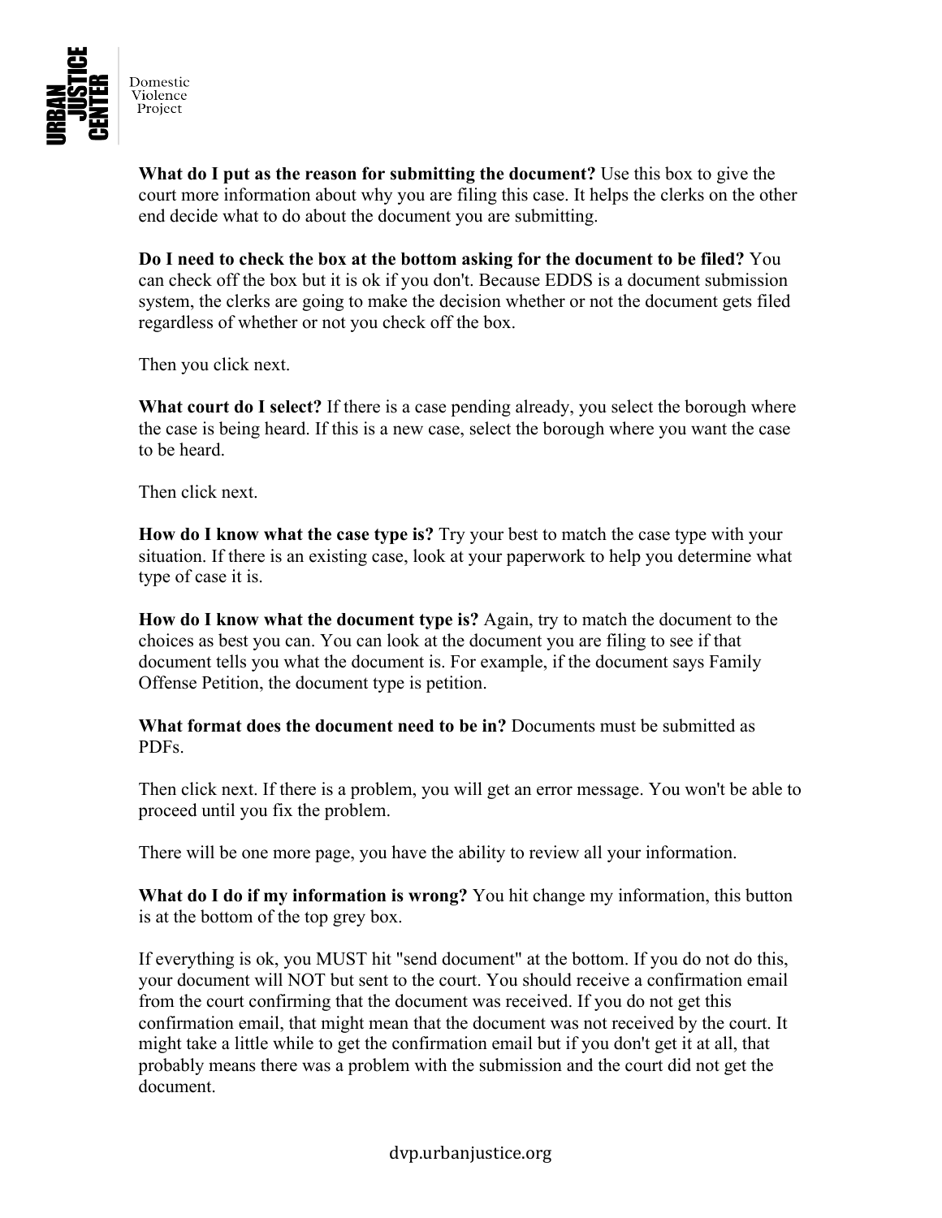**What do I put as the reason for submitting the document?** Use this box to give the court more information about why you are filing this case. It helps the clerks on the other end decide what to do about the document you are submitting.

**Do I need to check the box at the bottom asking for the document to be filed?** You can check off the box but it is ok if you don't. Because EDDS is a document submission system, the clerks are going to make the decision whether or not the document gets filed regardless of whether or not you check off the box.

Then you click next.

**What court do I select?** If there is a case pending already, you select the borough where the case is being heard. If this is a new case, select the borough where you want the case to be heard.

Then click next.

**How do I know what the case type is?** Try your best to match the case type with your situation. If there is an existing case, look at your paperwork to help you determine what type of case it is.

**How do I know what the document type is?** Again, try to match the document to the choices as best you can. You can look at the document you are filing to see if that document tells you what the document is. For example, if the document says Family Offense Petition, the document type is petition.

**What format does the document need to be in?** Documents must be submitted as PDFs.

Then click next. If there is a problem, you will get an error message. You won't be able to proceed until you fix the problem.

There will be one more page, you have the ability to review all your information.

**What do I do if my information is wrong?** You hit change my information, this button is at the bottom of the top grey box.

If everything is ok, you MUST hit "send document" at the bottom. If you do not do this, your document will NOT but sent to the court. You should receive a confirmation email from the court confirming that the document was received. If you do not get this confirmation email, that might mean that the document was not received by the court. It might take a little while to get the confirmation email but if you don't get it at all, that probably means there was a problem with the submission and the court did not get the document.